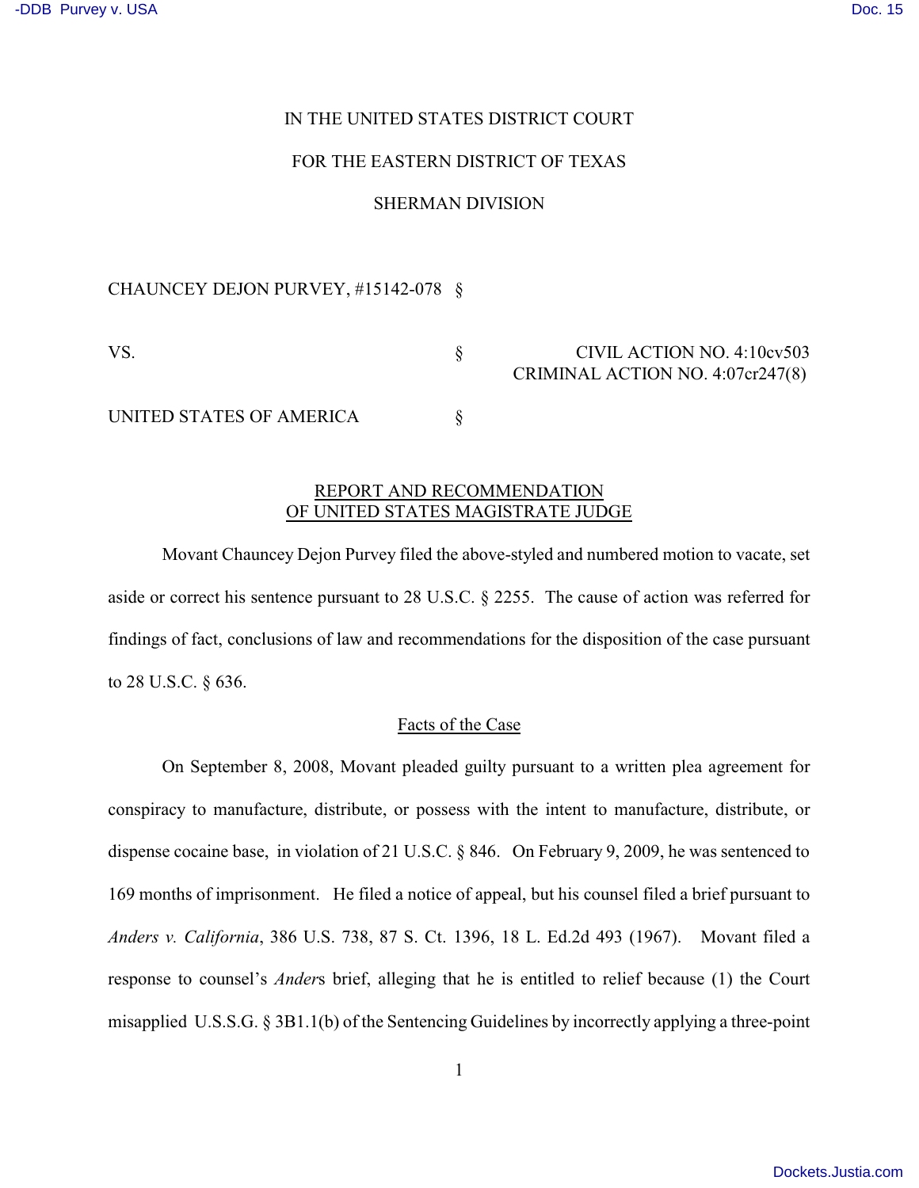IN THE UNITED STATES DISTRICT COURT

FOR THE EASTERN DISTRICT OF TEXAS

SHERMAN DIVISION

CHAUNCEY DEJON PURVEY, #15142-078 §

VS. § CIVIL ACTION NO. 4:10cv503
CRIMINAL ACTION NO. 4:07cr247(8)

UNITED STATES OF AMERICA §

REPORT AND RECOMMENDATION
OF UNITED STATES MAGISTRATE JUDGE

Movant Chauncey Dejon Purvey filed the above-styled and numbered motion to vacate, set aside or correct his sentence pursuant to 28 U.S.C. § 2255. The cause of action was referred for findings of fact, conclusions of law and recommendations for the disposition of the case pursuant to 28 U.S.C. § 636.

Facts of the Case

On September 8, 2008, Movant pleaded guilty pursuant to a written plea agreement for conspiracy to manufacture, distribute, or possess with the intent to manufacture, distribute, or dispense cocaine base, in violation of 21 U.S.C. § 846. On February 9, 2009, he was sentenced to 169 months of imprisonment. He filed a notice of appeal, but his counsel filed a brief pursuant to *Anders v. California*, 386 U.S. 738, 87 S. Ct. 1396, 18 L. Ed.2d 493 (1967). Movant filed a response to counsel's *Ander*s brief, alleging that he is entitled to relief because (1) the Court misapplied U.S.S.G. § 3B1.1(b) of the Sentencing Guidelines by incorrectly applying a three-point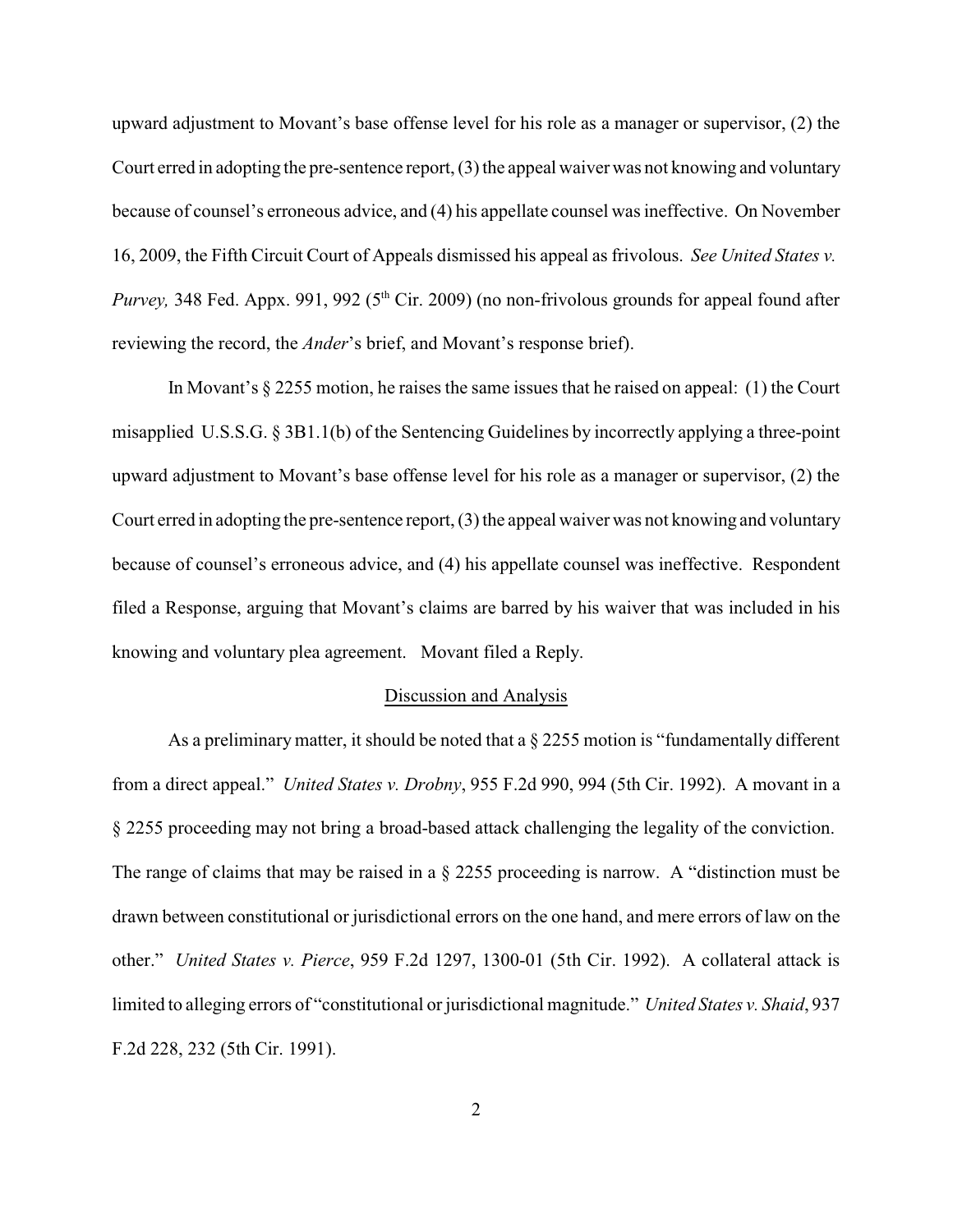upward adjustment to Movant's base offense level for his role as a manager or supervisor, (2) the Court erred in adopting the pre-sentence report, (3) the appeal waiver was not knowing and voluntary because of counsel's erroneous advice, and (4) his appellate counsel was ineffective. On November 16, 2009, the Fifth Circuit Court of Appeals dismissed his appeal as frivolous. *See United States v. Purvey,* 348 Fed. Appx. 991, 992 (5th Cir. 2009) (no non-frivolous grounds for appeal found after reviewing the record, the *Ander*'s brief, and Movant's response brief).

In Movant's § 2255 motion, he raises the same issues that he raised on appeal: (1) the Court misapplied U.S.S.G. § 3B1.1(b) of the Sentencing Guidelines by incorrectly applying a three-point upward adjustment to Movant's base offense level for his role as a manager or supervisor, (2) the Court erred in adopting the pre-sentence report, (3) the appeal waiver was not knowing and voluntary because of counsel's erroneous advice, and (4) his appellate counsel was ineffective. Respondent filed a Response, arguing that Movant's claims are barred by his waiver that was included in his knowing and voluntary plea agreement. Movant filed a Reply.

## Discussion and Analysis

As a preliminary matter, it should be noted that a § 2255 motion is "fundamentally different from a direct appeal." *United States v. Drobny*, 955 F.2d 990, 994 (5th Cir. 1992). A movant in a § 2255 proceeding may not bring a broad-based attack challenging the legality of the conviction. The range of claims that may be raised in a § 2255 proceeding is narrow. A "distinction must be drawn between constitutional or jurisdictional errors on the one hand, and mere errors of law on the other." *United States v. Pierce*, 959 F.2d 1297, 1300-01 (5th Cir. 1992). A collateral attack is limited to alleging errors of "constitutional or jurisdictional magnitude." *United States v. Shaid*, 937 F.2d 228, 232 (5th Cir. 1991).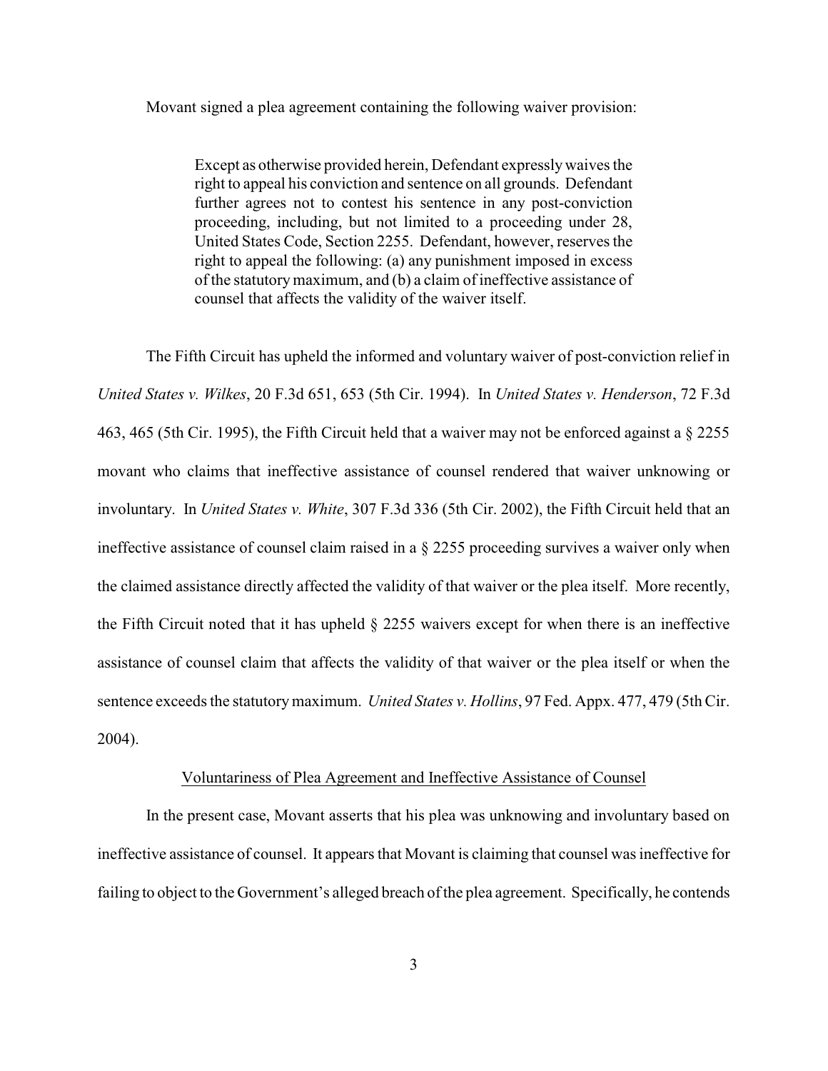Movant signed a plea agreement containing the following waiver provision:

> Except as otherwise provided herein, Defendant expressly waives the right to appeal his conviction and sentence on all grounds. Defendant further agrees not to contest his sentence in any post-conviction proceeding, including, but not limited to a proceeding under 28, United States Code, Section 2255. Defendant, however, reserves the right to appeal the following: (a) any punishment imposed in excess of the statutory maximum, and (b) a claim of ineffective assistance of counsel that affects the validity of the waiver itself.

The Fifth Circuit has upheld the informed and voluntary waiver of post-conviction relief in *United States v. Wilkes*, 20 F.3d 651, 653 (5th Cir. 1994). In *United States v. Henderson*, 72 F.3d 463, 465 (5th Cir. 1995), the Fifth Circuit held that a waiver may not be enforced against a § 2255 movant who claims that ineffective assistance of counsel rendered that waiver unknowing or involuntary. In *United States v. White*, 307 F.3d 336 (5th Cir. 2002), the Fifth Circuit held that an ineffective assistance of counsel claim raised in a § 2255 proceeding survives a waiver only when the claimed assistance directly affected the validity of that waiver or the plea itself. More recently, the Fifth Circuit noted that it has upheld § 2255 waivers except for when there is an ineffective assistance of counsel claim that affects the validity of that waiver or the plea itself or when the sentence exceeds the statutory maximum. *United States v. Hollins*, 97 Fed. Appx. 477, 479 (5th Cir. 2004).

## Voluntariness of Plea Agreement and Ineffective Assistance of Counsel

In the present case, Movant asserts that his plea was unknowing and involuntary based on ineffective assistance of counsel. It appears that Movant is claiming that counsel was ineffective for failing to object to the Government's alleged breach of the plea agreement. Specifically, he contends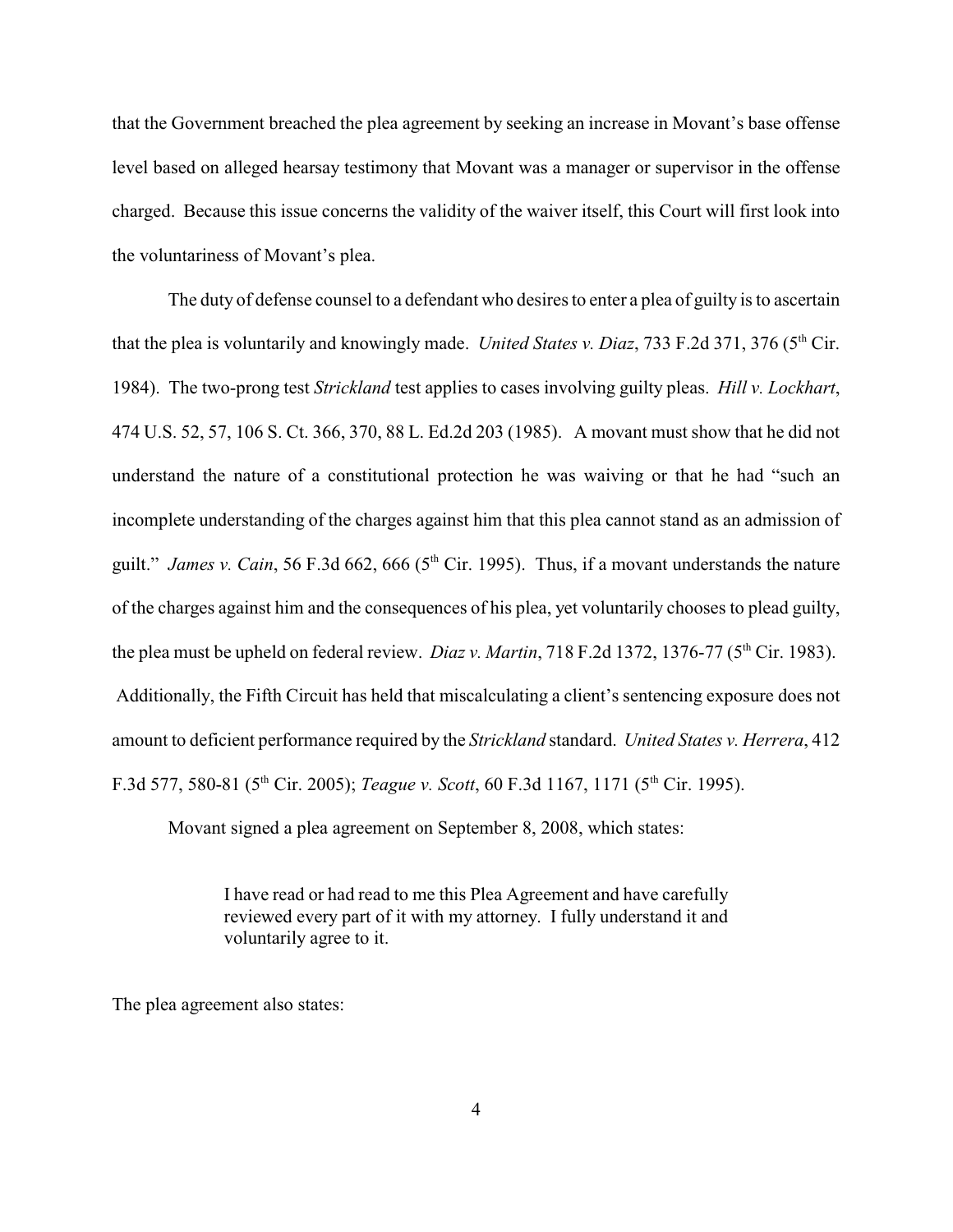that the Government breached the plea agreement by seeking an increase in Movant's base offense level based on alleged hearsay testimony that Movant was a manager or supervisor in the offense charged. Because this issue concerns the validity of the waiver itself, this Court will first look into the voluntariness of Movant's plea.

The duty of defense counsel to a defendant who desires to enter a plea of guilty is to ascertain that the plea is voluntarily and knowingly made. *United States v. Diaz*, 733 F.2d 371, 376 (5th Cir. 1984). The two-prong test *Strickland* test applies to cases involving guilty pleas. *Hill v. Lockhart*, 474 U.S. 52, 57, 106 S. Ct. 366, 370, 88 L. Ed.2d 203 (1985). A movant must show that he did not understand the nature of a constitutional protection he was waiving or that he had "such an incomplete understanding of the charges against him that this plea cannot stand as an admission of guilt." *James v. Cain*, 56 F.3d 662, 666 (5th Cir. 1995). Thus, if a movant understands the nature of the charges against him and the consequences of his plea, yet voluntarily chooses to plead guilty, the plea must be upheld on federal review. *Diaz v. Martin*, 718 F.2d 1372, 1376-77 (5th Cir. 1983). Additionally, the Fifth Circuit has held that miscalculating a client's sentencing exposure does not amount to deficient performance required by the *Strickland* standard. *United States v. Herrera*, 412 F.3d 577, 580-81 (5th Cir. 2005); *Teague v. Scott*, 60 F.3d 1167, 1171 (5th Cir. 1995).

Movant signed a plea agreement on September 8, 2008, which states:

> I have read or had read to me this Plea Agreement and have carefully reviewed every part of it with my attorney. I fully understand it and voluntarily agree to it.

The plea agreement also states: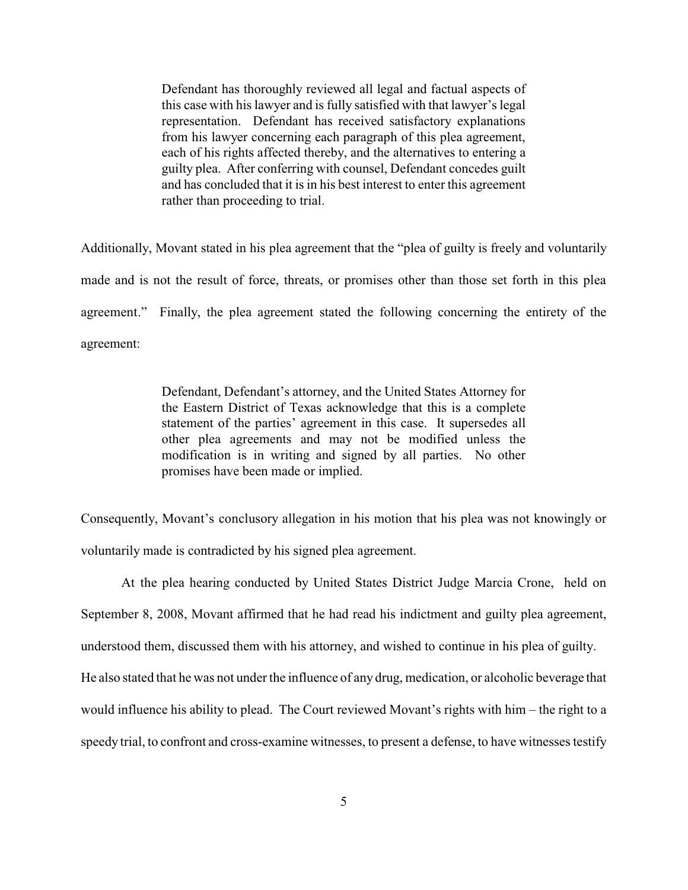> Defendant has thoroughly reviewed all legal and factual aspects of this case with his lawyer and is fully satisfied with that lawyer's legal representation. Defendant has received satisfactory explanations from his lawyer concerning each paragraph of this plea agreement, each of his rights affected thereby, and the alternatives to entering a guilty plea. After conferring with counsel, Defendant concedes guilt and has concluded that it is in his best interest to enter this agreement rather than proceeding to trial.

Additionally, Movant stated in his plea agreement that the "plea of guilty is freely and voluntarily made and is not the result of force, threats, or promises other than those set forth in this plea agreement." Finally, the plea agreement stated the following concerning the entirety of the agreement:

> Defendant, Defendant's attorney, and the United States Attorney for the Eastern District of Texas acknowledge that this is a complete statement of the parties' agreement in this case. It supersedes all other plea agreements and may not be modified unless the modification is in writing and signed by all parties. No other promises have been made or implied.

Consequently, Movant's conclusory allegation in his motion that his plea was not knowingly or voluntarily made is contradicted by his signed plea agreement.

At the plea hearing conducted by United States District Judge Marcia Crone, held on September 8, 2008, Movant affirmed that he had read his indictment and guilty plea agreement, understood them, discussed them with his attorney, and wished to continue in his plea of guilty. He also stated that he was not under the influence of any drug, medication, or alcoholic beverage that would influence his ability to plead. The Court reviewed Movant's rights with him – the right to a speedy trial, to confront and cross-examine witnesses, to present a defense, to have witnesses testify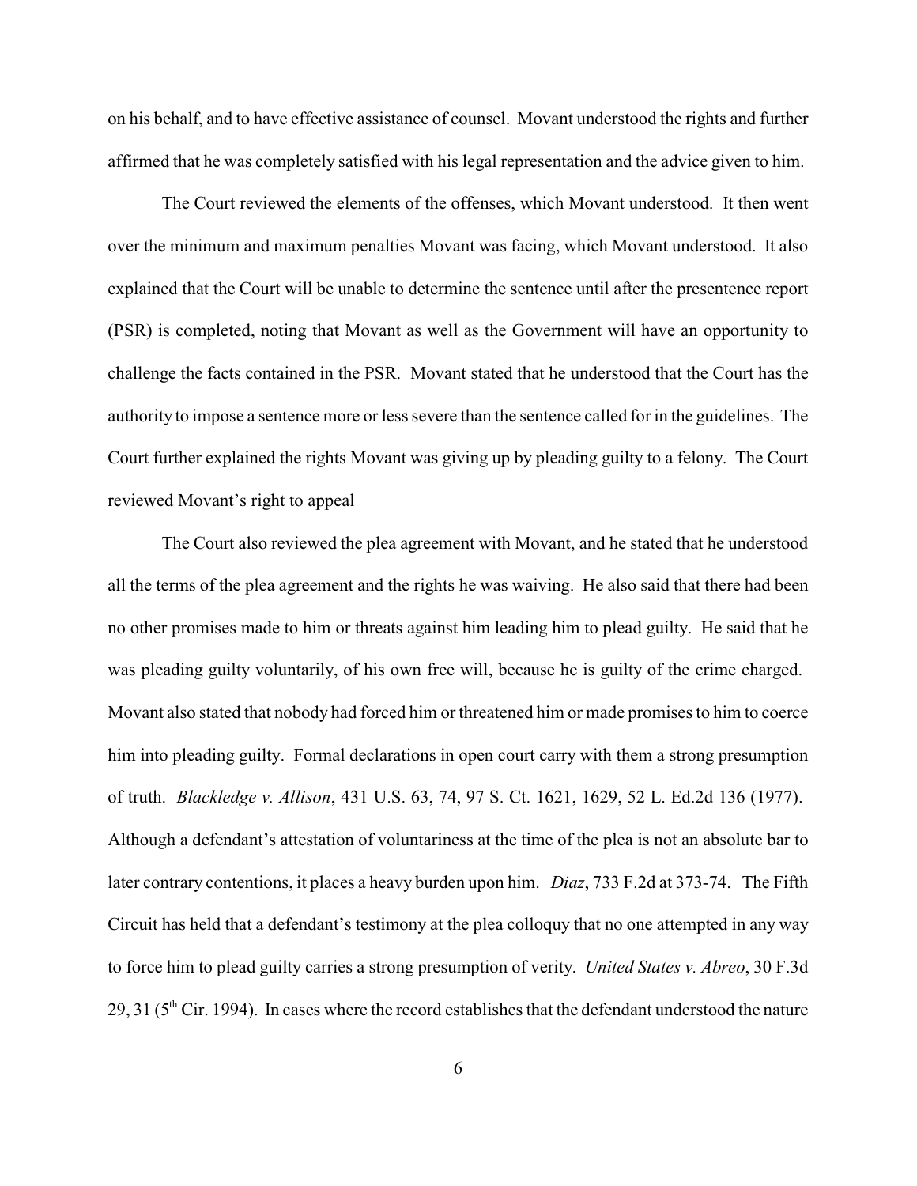on his behalf, and to have effective assistance of counsel. Movant understood the rights and further affirmed that he was completely satisfied with his legal representation and the advice given to him.

The Court reviewed the elements of the offenses, which Movant understood. It then went over the minimum and maximum penalties Movant was facing, which Movant understood. It also explained that the Court will be unable to determine the sentence until after the presentence report (PSR) is completed, noting that Movant as well as the Government will have an opportunity to challenge the facts contained in the PSR. Movant stated that he understood that the Court has the authority to impose a sentence more or less severe than the sentence called for in the guidelines. The Court further explained the rights Movant was giving up by pleading guilty to a felony. The Court reviewed Movant's right to appeal

The Court also reviewed the plea agreement with Movant, and he stated that he understood all the terms of the plea agreement and the rights he was waiving. He also said that there had been no other promises made to him or threats against him leading him to plead guilty. He said that he was pleading guilty voluntarily, of his own free will, because he is guilty of the crime charged. Movant also stated that nobody had forced him or threatened him or made promises to him to coerce him into pleading guilty. Formal declarations in open court carry with them a strong presumption of truth. *Blackledge v. Allison*, 431 U.S. 63, 74, 97 S. Ct. 1621, 1629, 52 L. Ed.2d 136 (1977). Although a defendant's attestation of voluntariness at the time of the plea is not an absolute bar to later contrary contentions, it places a heavy burden upon him. *Diaz*, 733 F.2d at 373-74. The Fifth Circuit has held that a defendant's testimony at the plea colloquy that no one attempted in any way to force him to plead guilty carries a strong presumption of verity. *United States v. Abreo*, 30 F.3d 29, 31 (5th Cir. 1994). In cases where the record establishes that the defendant understood the nature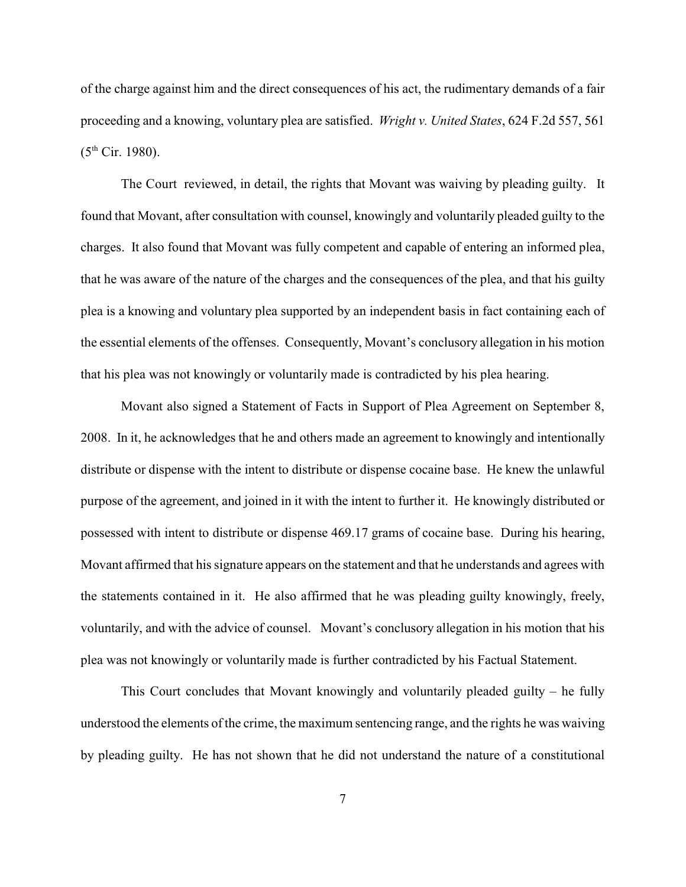of the charge against him and the direct consequences of his act, the rudimentary demands of a fair proceeding and a knowing, voluntary plea are satisfied. *Wright v. United States*, 624 F.2d 557, 561 (5th Cir. 1980).

The Court reviewed, in detail, the rights that Movant was waiving by pleading guilty. It found that Movant, after consultation with counsel, knowingly and voluntarily pleaded guilty to the charges. It also found that Movant was fully competent and capable of entering an informed plea, that he was aware of the nature of the charges and the consequences of the plea, and that his guilty plea is a knowing and voluntary plea supported by an independent basis in fact containing each of the essential elements of the offenses. Consequently, Movant's conclusory allegation in his motion that his plea was not knowingly or voluntarily made is contradicted by his plea hearing.

Movant also signed a Statement of Facts in Support of Plea Agreement on September 8, 2008. In it, he acknowledges that he and others made an agreement to knowingly and intentionally distribute or dispense with the intent to distribute or dispense cocaine base. He knew the unlawful purpose of the agreement, and joined in it with the intent to further it. He knowingly distributed or possessed with intent to distribute or dispense 469.17 grams of cocaine base. During his hearing, Movant affirmed that his signature appears on the statement and that he understands and agrees with the statements contained in it. He also affirmed that he was pleading guilty knowingly, freely, voluntarily, and with the advice of counsel. Movant's conclusory allegation in his motion that his plea was not knowingly or voluntarily made is further contradicted by his Factual Statement.

This Court concludes that Movant knowingly and voluntarily pleaded guilty – he fully understood the elements of the crime, the maximum sentencing range, and the rights he was waiving by pleading guilty. He has not shown that he did not understand the nature of a constitutional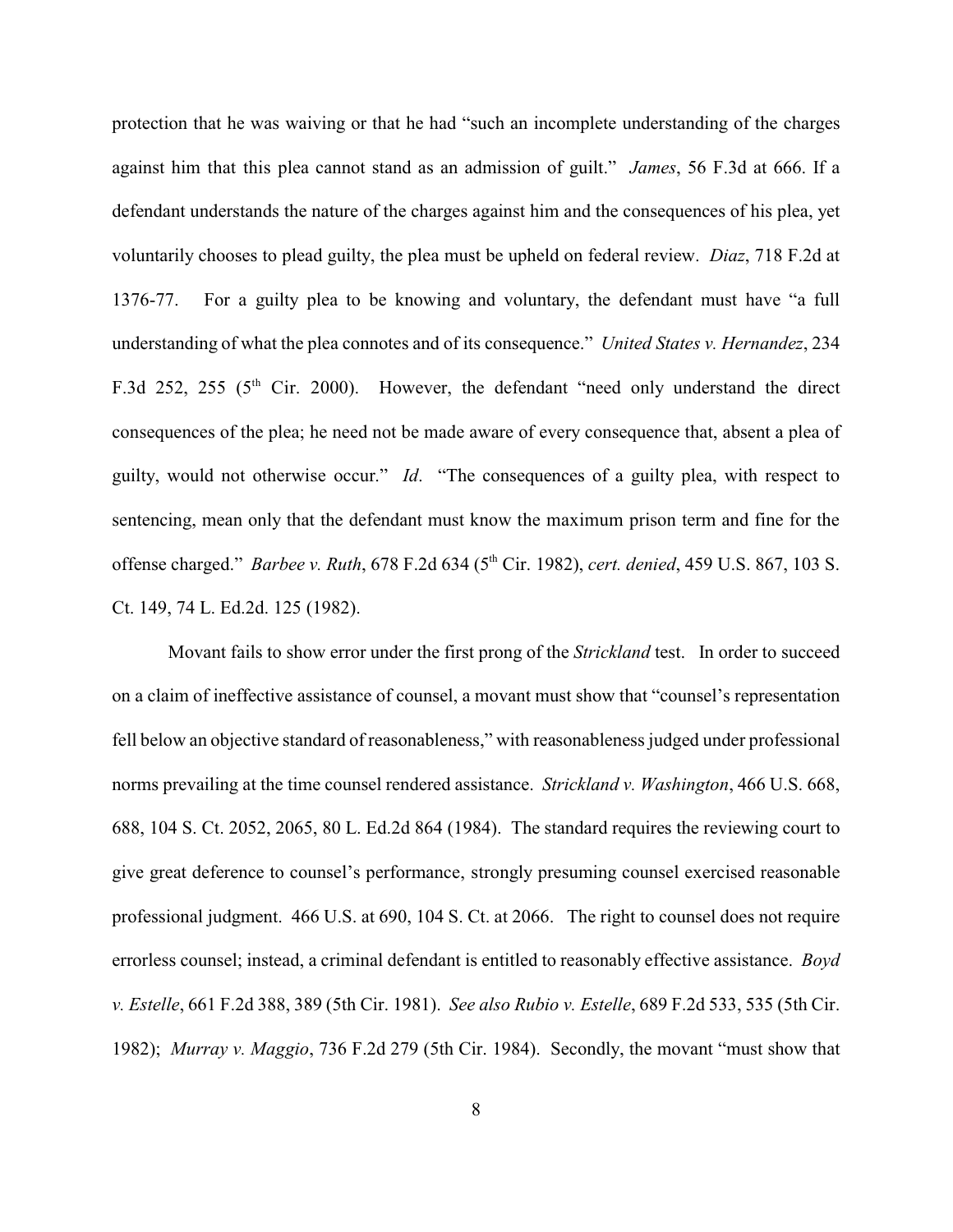protection that he was waiving or that he had "such an incomplete understanding of the charges against him that this plea cannot stand as an admission of guilt." *James*, 56 F.3d at 666. If a defendant understands the nature of the charges against him and the consequences of his plea, yet voluntarily chooses to plead guilty, the plea must be upheld on federal review. *Diaz*, 718 F.2d at 1376-77. For a guilty plea to be knowing and voluntary, the defendant must have "a full understanding of what the plea connotes and of its consequence." *United States v. Hernandez*, 234 F.3d 252, 255 (5th Cir. 2000). However, the defendant "need only understand the direct consequences of the plea; he need not be made aware of every consequence that, absent a plea of guilty, would not otherwise occur." *Id*. "The consequences of a guilty plea, with respect to sentencing, mean only that the defendant must know the maximum prison term and fine for the offense charged." *Barbee v. Ruth*, 678 F.2d 634 (5th Cir. 1982), *cert. denied*, 459 U.S. 867, 103 S. Ct. 149, 74 L. Ed.2d. 125 (1982).

Movant fails to show error under the first prong of the *Strickland* test. In order to succeed on a claim of ineffective assistance of counsel, a movant must show that "counsel's representation fell below an objective standard of reasonableness," with reasonableness judged under professional norms prevailing at the time counsel rendered assistance. *Strickland v. Washington*, 466 U.S. 668, 688, 104 S. Ct. 2052, 2065, 80 L. Ed.2d 864 (1984). The standard requires the reviewing court to give great deference to counsel's performance, strongly presuming counsel exercised reasonable professional judgment. 466 U.S. at 690, 104 S. Ct. at 2066. The right to counsel does not require errorless counsel; instead, a criminal defendant is entitled to reasonably effective assistance. *Boyd v. Estelle*, 661 F.2d 388, 389 (5th Cir. 1981). *See also Rubio v. Estelle*, 689 F.2d 533, 535 (5th Cir. 1982); *Murray v. Maggio*, 736 F.2d 279 (5th Cir. 1984). Secondly, the movant "must show that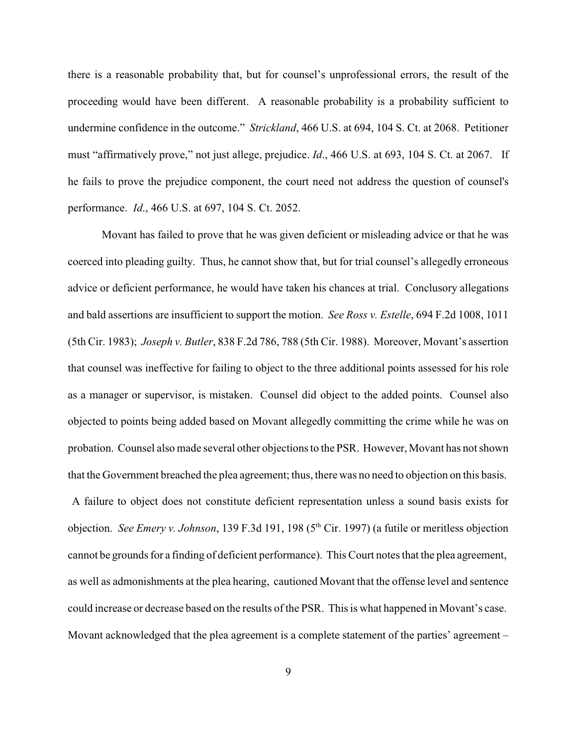there is a reasonable probability that, but for counsel's unprofessional errors, the result of the proceeding would have been different. A reasonable probability is a probability sufficient to undermine confidence in the outcome." *Strickland*, 466 U.S. at 694, 104 S. Ct. at 2068. Petitioner must "affirmatively prove," not just allege, prejudice. *Id*., 466 U.S. at 693, 104 S. Ct. at 2067. If he fails to prove the prejudice component, the court need not address the question of counsel's performance. *Id*., 466 U.S. at 697, 104 S. Ct. 2052.

Movant has failed to prove that he was given deficient or misleading advice or that he was coerced into pleading guilty. Thus, he cannot show that, but for trial counsel's allegedly erroneous advice or deficient performance, he would have taken his chances at trial. Conclusory allegations and bald assertions are insufficient to support the motion. *See Ross v. Estelle*, 694 F.2d 1008, 1011 (5th Cir. 1983); *Joseph v. Butler*, 838 F.2d 786, 788 (5th Cir. 1988). Moreover, Movant's assertion that counsel was ineffective for failing to object to the three additional points assessed for his role as a manager or supervisor, is mistaken. Counsel did object to the added points. Counsel also objected to points being added based on Movant allegedly committing the crime while he was on probation. Counsel also made several other objections to the PSR. However, Movant has not shown that the Government breached the plea agreement; thus, there was no need to objection on this basis. A failure to object does not constitute deficient representation unless a sound basis exists for objection. *See Emery v. Johnson*, 139 F.3d 191, 198 (5th Cir. 1997) (a futile or meritless objection cannot be grounds for a finding of deficient performance). This Court notes that the plea agreement, as well as admonishments at the plea hearing, cautioned Movant that the offense level and sentence could increase or decrease based on the results of the PSR. This is what happened in Movant's case. Movant acknowledged that the plea agreement is a complete statement of the parties' agreement –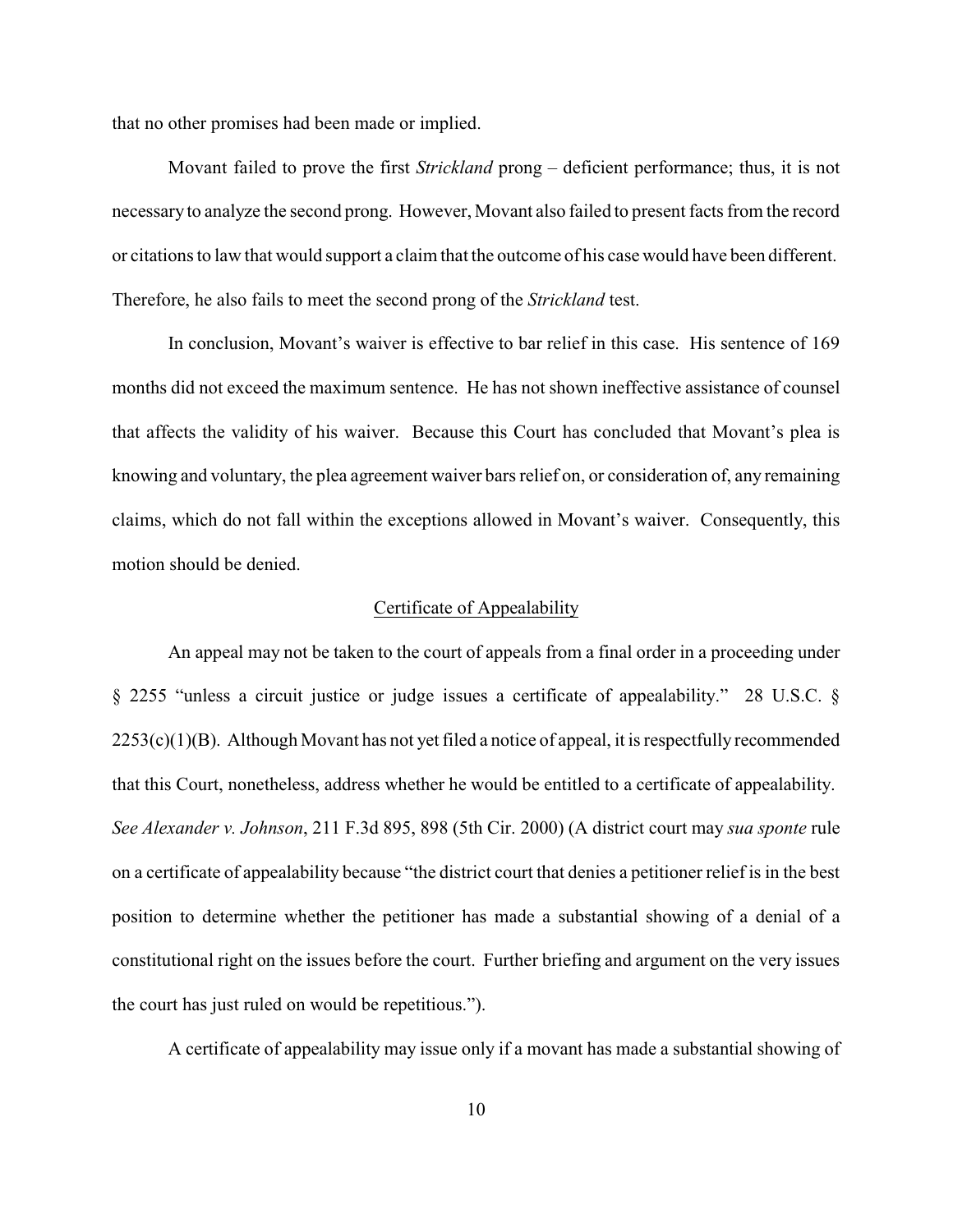that no other promises had been made or implied.

Movant failed to prove the first *Strickland* prong – deficient performance; thus, it is not necessary to analyze the second prong. However, Movant also failed to present facts from the record or citations to law that would support a claim that the outcome of his case would have been different. Therefore, he also fails to meet the second prong of the *Strickland* test.

In conclusion, Movant's waiver is effective to bar relief in this case. His sentence of 169 months did not exceed the maximum sentence. He has not shown ineffective assistance of counsel that affects the validity of his waiver. Because this Court has concluded that Movant's plea is knowing and voluntary, the plea agreement waiver bars relief on, or consideration of, any remaining claims, which do not fall within the exceptions allowed in Movant's waiver. Consequently, this motion should be denied.

## Certificate of Appealability

An appeal may not be taken to the court of appeals from a final order in a proceeding under § 2255 "unless a circuit justice or judge issues a certificate of appealability." 28 U.S.C. § 2253(c)(1)(B). Although Movant has not yet filed a notice of appeal, it is respectfully recommended that this Court, nonetheless, address whether he would be entitled to a certificate of appealability. *See Alexander v. Johnson*, 211 F.3d 895, 898 (5th Cir. 2000) (A district court may *sua sponte* rule on a certificate of appealability because "the district court that denies a petitioner relief is in the best position to determine whether the petitioner has made a substantial showing of a denial of a constitutional right on the issues before the court. Further briefing and argument on the very issues the court has just ruled on would be repetitious.").

A certificate of appealability may issue only if a movant has made a substantial showing of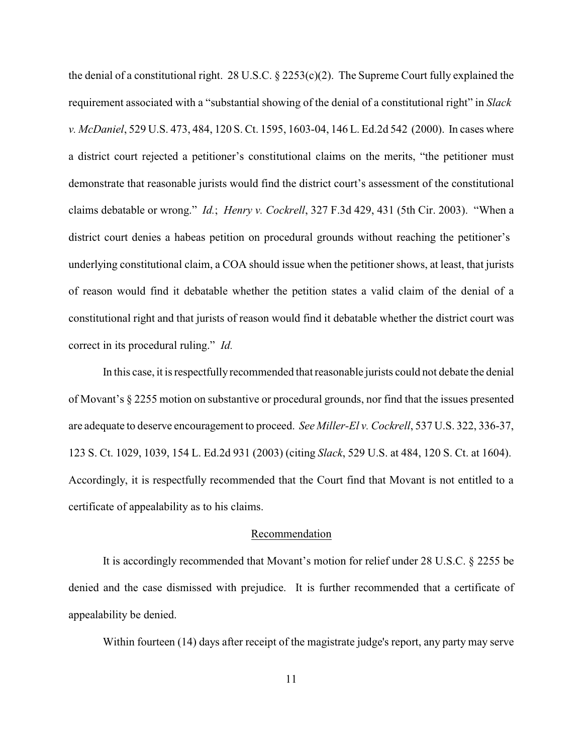the denial of a constitutional right. 28 U.S.C. § 2253(c)(2). The Supreme Court fully explained the requirement associated with a "substantial showing of the denial of a constitutional right" in *Slack v. McDaniel*, 529 U.S. 473, 484, 120 S. Ct. 1595, 1603-04, 146 L. Ed.2d 542 (2000). In cases where a district court rejected a petitioner's constitutional claims on the merits, "the petitioner must demonstrate that reasonable jurists would find the district court's assessment of the constitutional claims debatable or wrong." *Id.*; *Henry v. Cockrell*, 327 F.3d 429, 431 (5th Cir. 2003). "When a district court denies a habeas petition on procedural grounds without reaching the petitioner's underlying constitutional claim, a COA should issue when the petitioner shows, at least, that jurists of reason would find it debatable whether the petition states a valid claim of the denial of a constitutional right and that jurists of reason would find it debatable whether the district court was correct in its procedural ruling." *Id.*

In this case, it is respectfully recommended that reasonable jurists could not debate the denial of Movant's § 2255 motion on substantive or procedural grounds, nor find that the issues presented are adequate to deserve encouragement to proceed. *See Miller-El v. Cockrell*, 537 U.S. 322, 336-37, 123 S. Ct. 1029, 1039, 154 L. Ed.2d 931 (2003) (citing *Slack*, 529 U.S. at 484, 120 S. Ct. at 1604). Accordingly, it is respectfully recommended that the Court find that Movant is not entitled to a certificate of appealability as to his claims.

## Recommendation

It is accordingly recommended that Movant's motion for relief under 28 U.S.C. § 2255 be denied and the case dismissed with prejudice. It is further recommended that a certificate of appealability be denied.

Within fourteen (14) days after receipt of the magistrate judge's report, any party may serve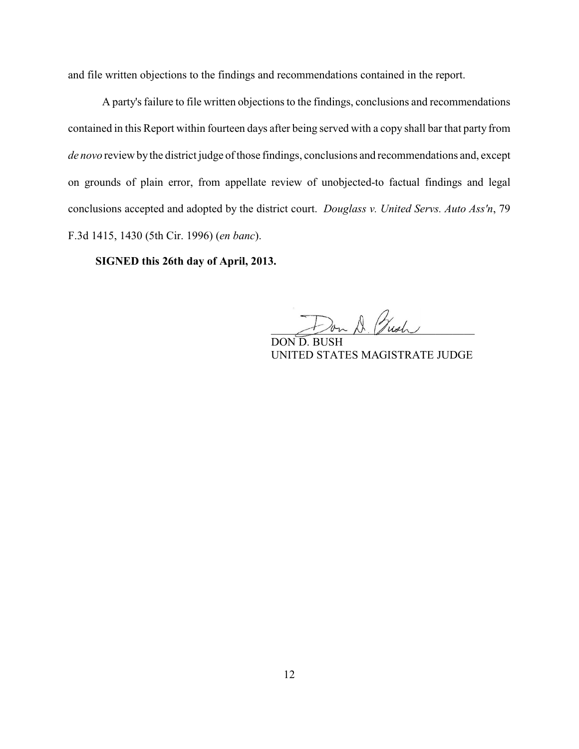and file written objections to the findings and recommendations contained in the report.

A party's failure to file written objections to the findings, conclusions and recommendations contained in this Report within fourteen days after being served with a copy shall bar that party from *de novo* review by the district judge of those findings, conclusions and recommendations and, except on grounds of plain error, from appellate review of unobjected-to factual findings and legal conclusions accepted and adopted by the district court. *Douglass v. United Servs. Auto Ass'n*, 79 F.3d 1415, 1430 (5th Cir. 1996) (*en banc*).

**SIGNED this 26th day of April, 2013.**

DON D. BUSH
UNITED STATES MAGISTRATE JUDGE